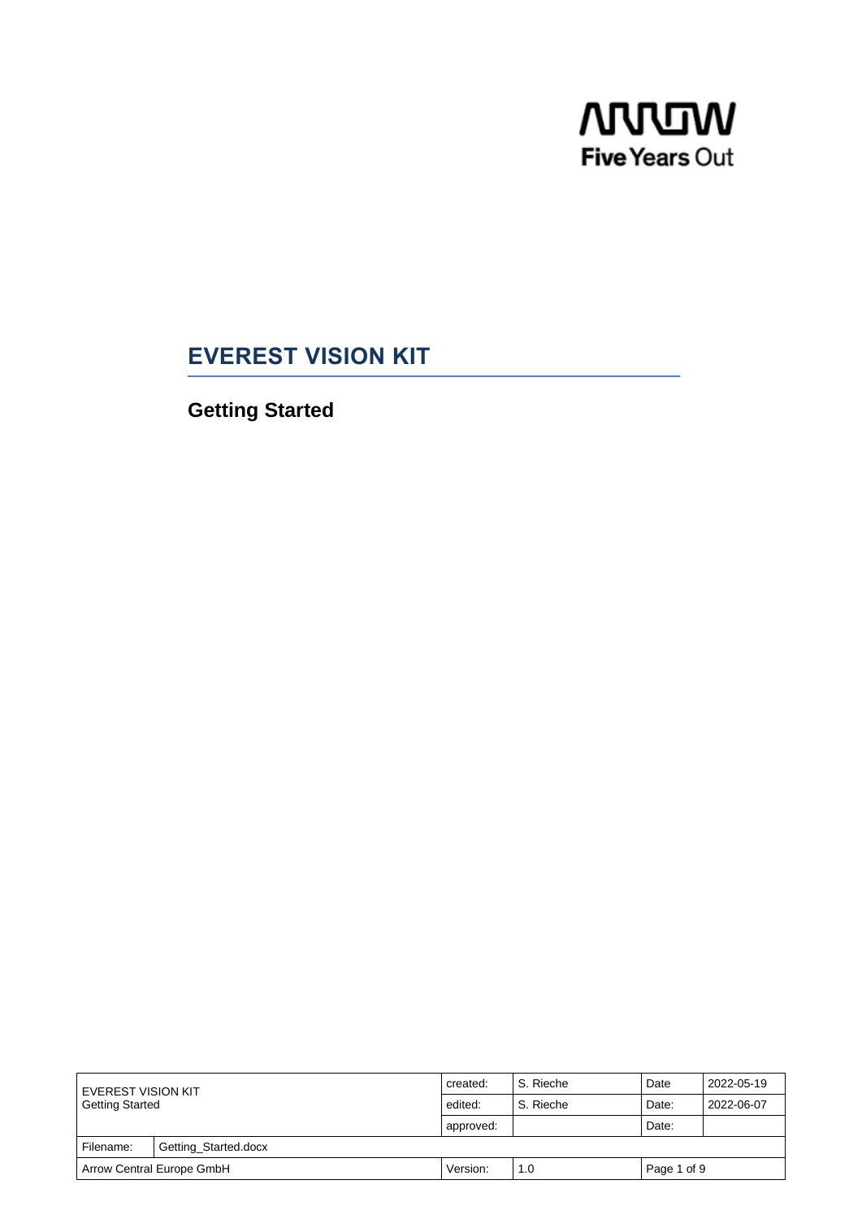# EVEREST VISION KIT

## Getting Started

| EVEREST VISION KIT<br>Getting Started | | created: | S. Rieche | Date | 2022-05-19 |
|---|---|---|---|---|---|
| | | edited: | S. Rieche | Date: | 2022-06-07 |
| | | approved: | | Date: | |
| Filename: | Getting_Started.docx | | | | |
| Arrow Central Europe GmbH | | Version: | 1.0 | | |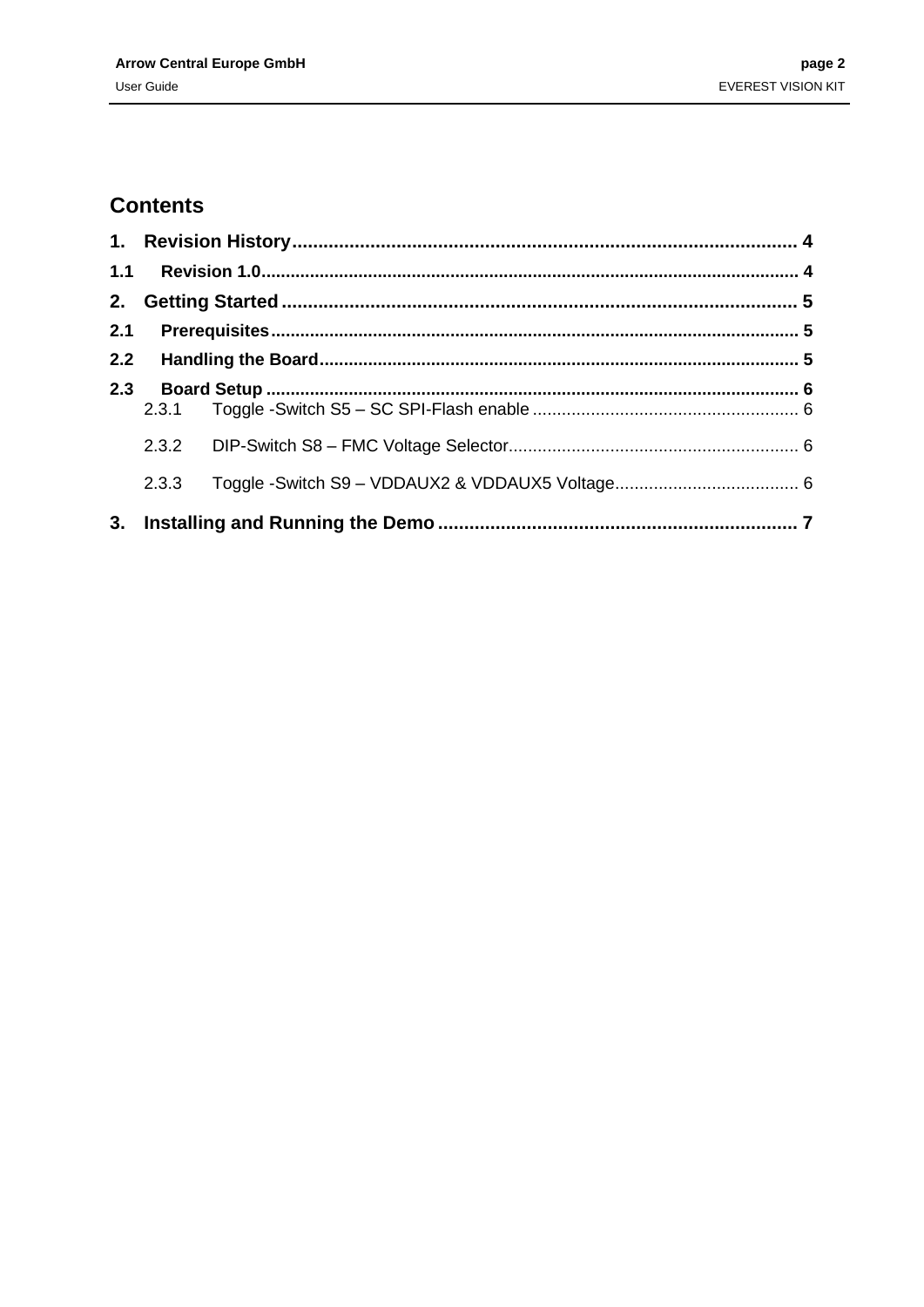# Contents

**1. Revision History** .......... 4

**1.1 Revision 1.0** .......... 4

**2. Getting Started** .......... 5

**2.1 Prerequisites** .......... 5

**2.2 Handling the Board** .......... 5

**2.3 Board Setup** .......... 6

- 2.3.1 Toggle -Switch S5 – SC SPI-Flash enable .......... 6
- 2.3.2 DIP-Switch S8 – FMC Voltage Selector .......... 6
- 2.3.3 Toggle -Switch S9 – VDDAUX2 & VDDAUX5 Voltage .......... 6

**3. Installing and Running the Demo** .......... 7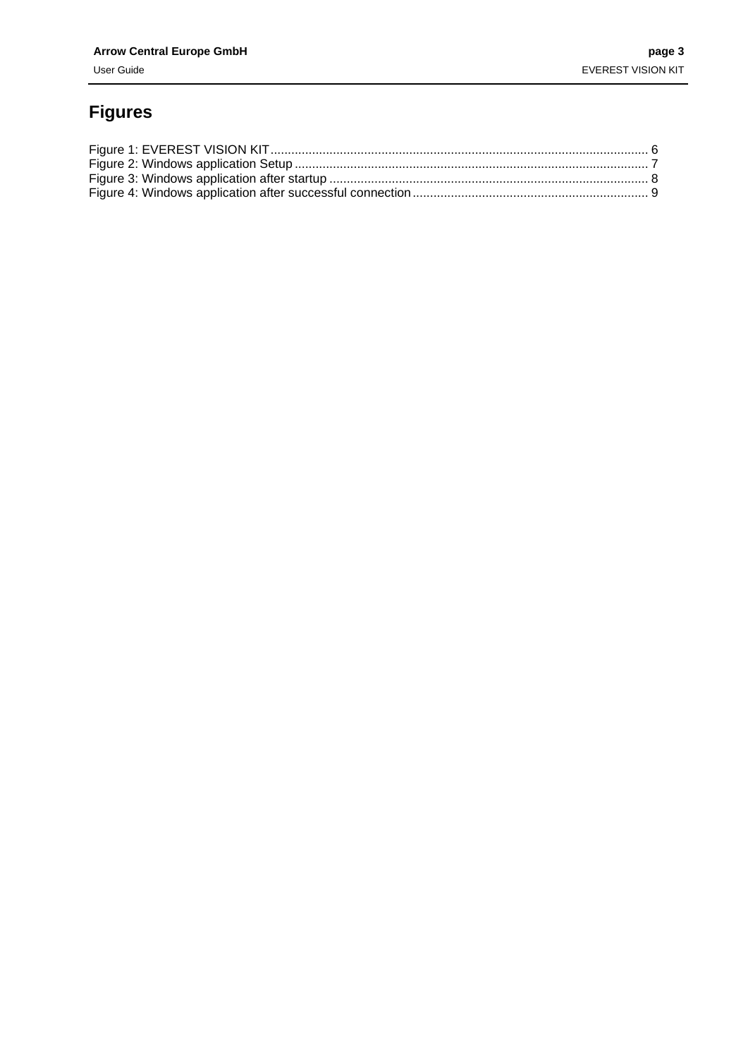# Figures

Figure 1: EVEREST VISION KIT ............................................................................................................ 6
Figure 2: Windows application Setup ...................................................................................................... 7
Figure 3: Windows application after startup ........................................................................................... 8
Figure 4: Windows application after successful connection .................................................................... 9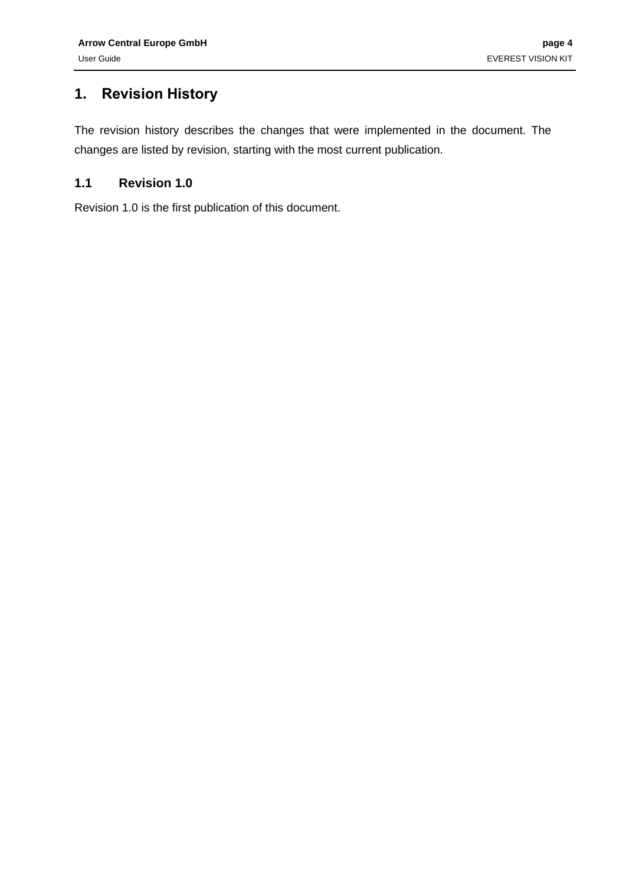# 1. Revision History

The revision history describes the changes that were implemented in the document. The changes are listed by revision, starting with the most current publication.

## 1.1 Revision 1.0

Revision 1.0 is the first publication of this document.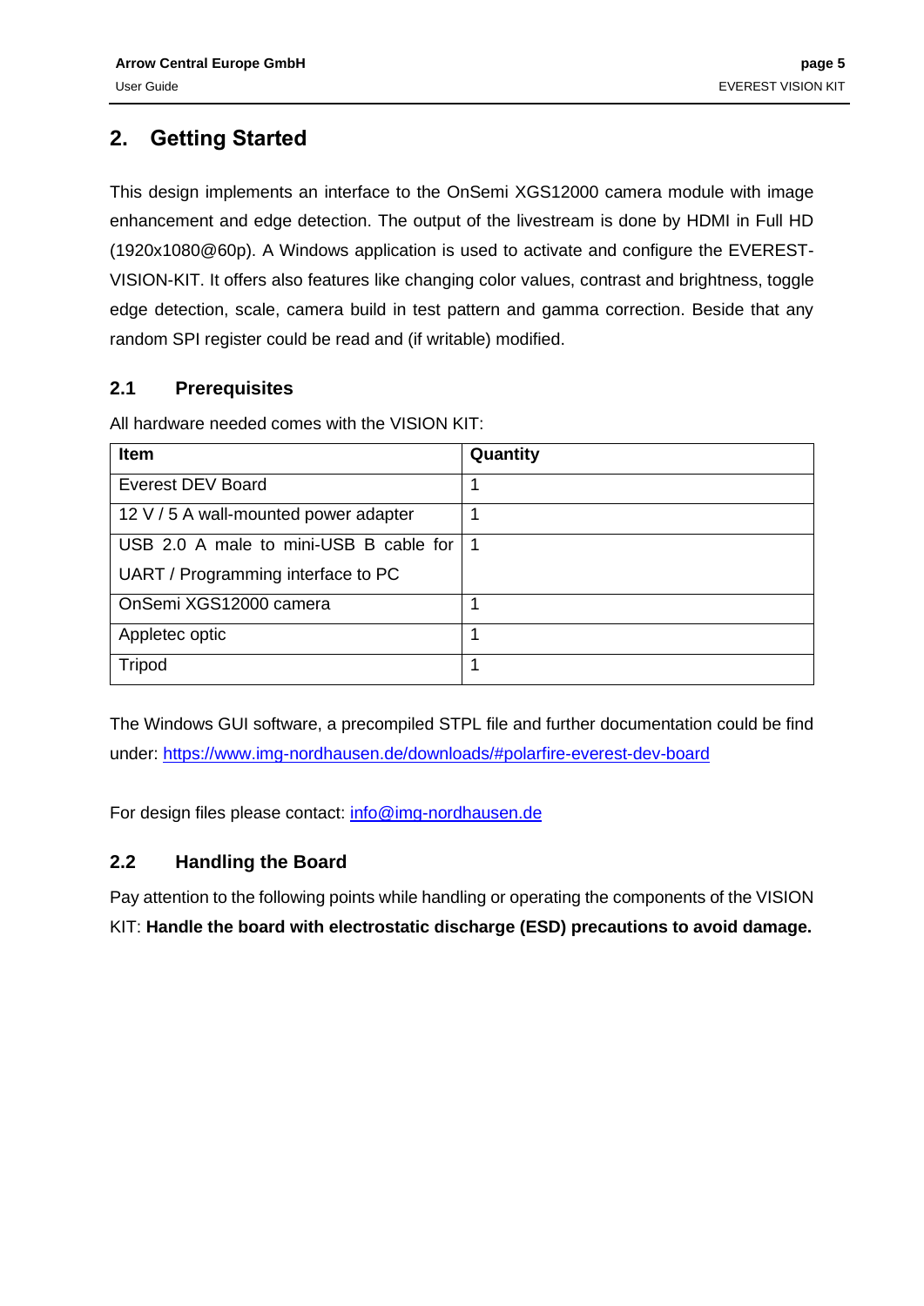# 2. Getting Started

This design implements an interface to the OnSemi XGS12000 camera module with image enhancement and edge detection. The output of the livestream is done by HDMI in Full HD (1920x1080@60p). A Windows application is used to activate and configure the EVEREST-VISION-KIT. It offers also features like changing color values, contrast and brightness, toggle edge detection, scale, camera build in test pattern and gamma correction. Beside that any random SPI register could be read and (if writable) modified.

## 2.1 Prerequisites

All hardware needed comes with the VISION KIT:

| Item | Quantity |
|---|---|
| Everest DEV Board | 1 |
| 12 V / 5 A wall-mounted power adapter | 1 |
| USB 2.0 A male to mini-USB B cable for UART / Programming interface to PC | 1 |
| OnSemi XGS12000 camera | 1 |
| Appletec optic | 1 |
| Tripod | 1 |

The Windows GUI software, a precompiled STPL file and further documentation could be find under: https://www.img-nordhausen.de/downloads/#polarfire-everest-dev-board

For design files please contact: info@img-nordhausen.de

## 2.2 Handling the Board

Pay attention to the following points while handling or operating the components of the VISION KIT: **Handle the board with electrostatic discharge (ESD) precautions to avoid damage.**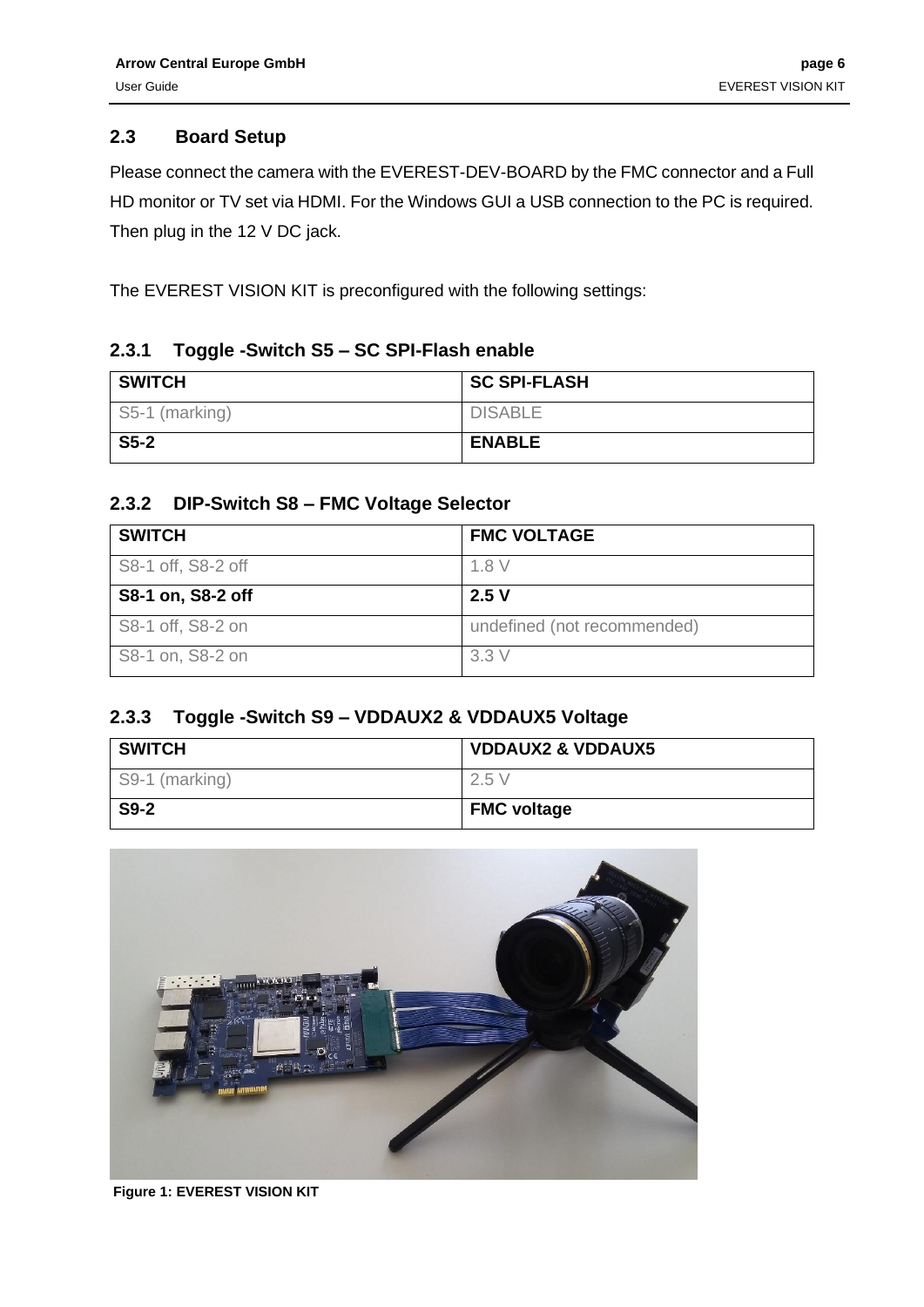## 2.3 Board Setup

Please connect the camera with the EVEREST-DEV-BOARD by the FMC connector and a Full HD monitor or TV set via HDMI. For the Windows GUI a USB connection to the PC is required. Then plug in the 12 V DC jack.

The EVEREST VISION KIT is preconfigured with the following settings:

### 2.3.1 Toggle -Switch S5 – SC SPI-Flash enable

| SWITCH | SC SPI-FLASH |
| --- | --- |
| S5-1 (marking) | DISABLE |
| **S5-2** | **ENABLE** |

### 2.3.2 DIP-Switch S8 – FMC Voltage Selector

| SWITCH | FMC VOLTAGE |
| --- | --- |
| S8-1 off, S8-2 off | 1.8 V |
| **S8-1 on, S8-2 off** | **2.5 V** |
| S8-1 off, S8-2 on | undefined (not recommended) |
| S8-1 on, S8-2 on | 3.3 V |

### 2.3.3 Toggle -Switch S9 – VDDAUX2 & VDDAUX5 Voltage

| SWITCH | VDDAUX2 & VDDAUX5 |
| --- | --- |
| S9-1 (marking) | 2.5 V |
| **S9-2** | **FMC voltage** |

**Figure 1: EVEREST VISION KIT**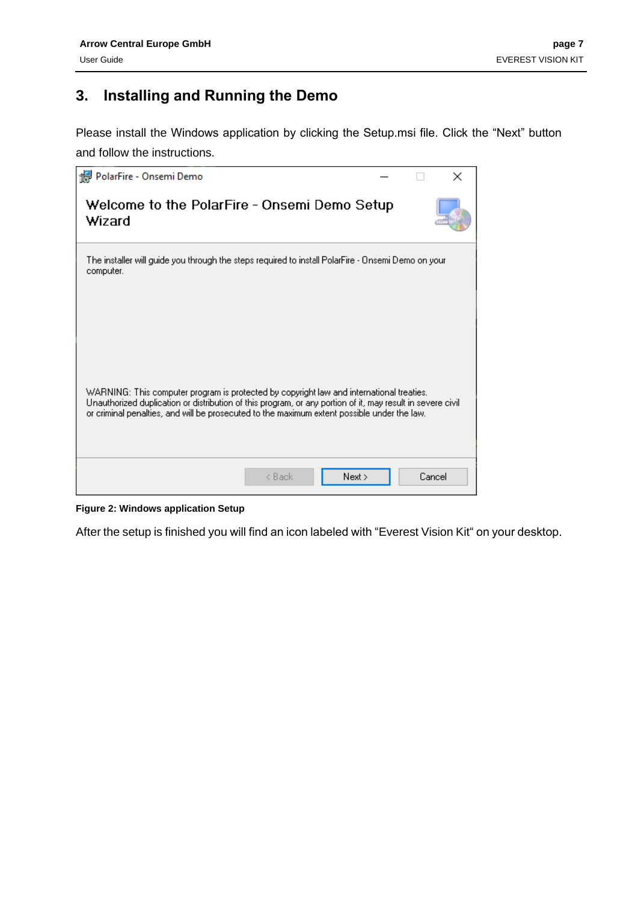## 3. Installing and Running the Demo

Please install the Windows application by clicking the Setup.msi file. Click the “Next” button and follow the instructions.

**Figure 2: Windows application Setup**

After the setup is finished you will find an icon labeled with “Everest Vision Kit“ on your desktop.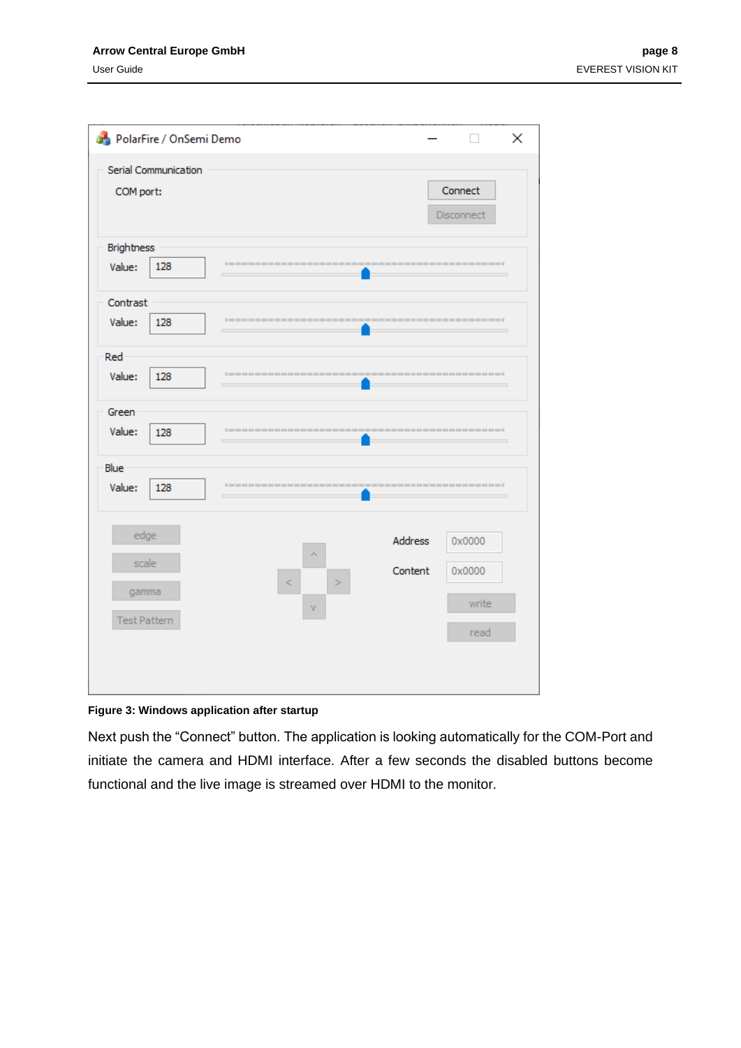**Figure 3: Windows application after startup**

Next push the “Connect” button. The application is looking automatically for the COM-Port and initiate the camera and HDMI interface. After a few seconds the disabled buttons become functional and the live image is streamed over HDMI to the monitor.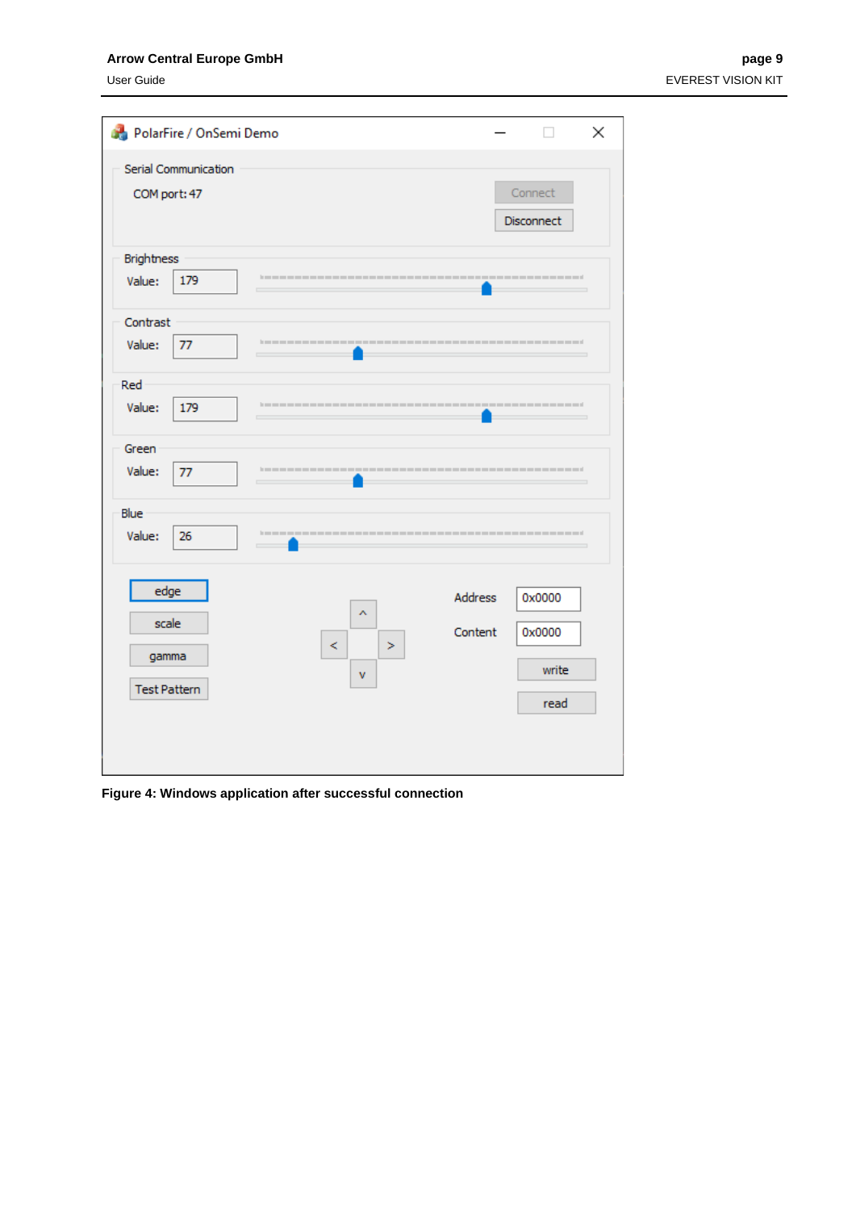Figure 4: Windows application after successful connection